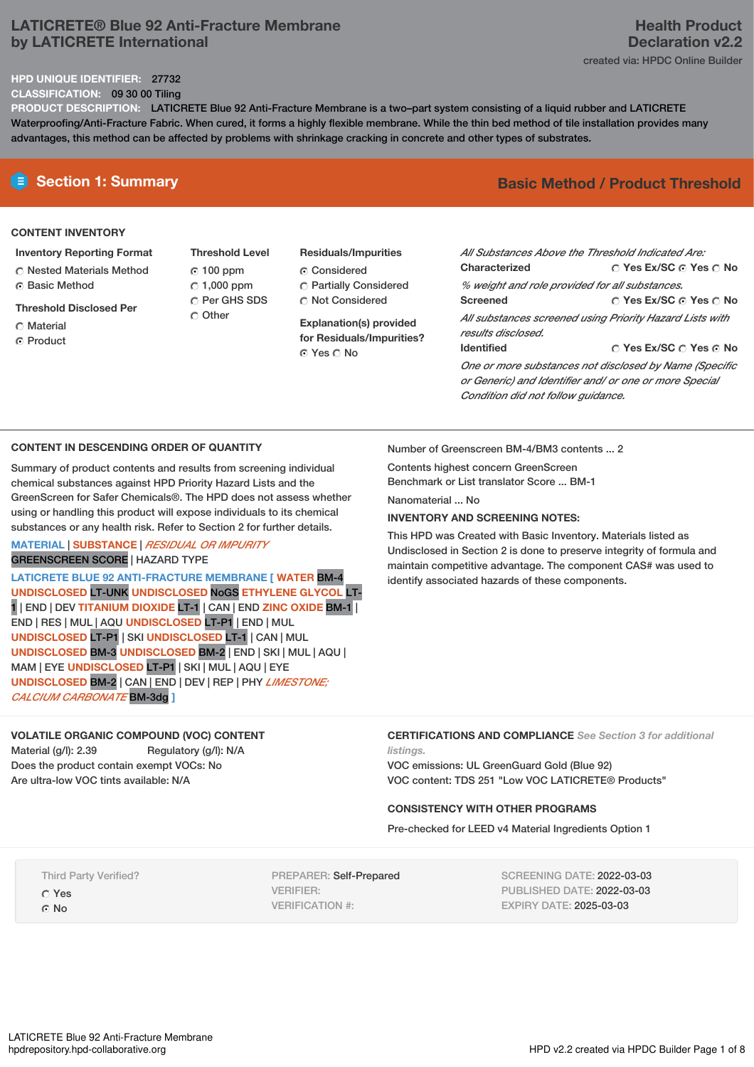# LATICRETE® Blue 92 Anti-Fracture Membrane by LATICRETE International

**Health Product Declaration v2.2**

created via: HPDC Online Builder

**HPD UNIQUE IDENTIFIER:** 27732

**CLASSIFICATION:** 09 30 00 Tiling

**PRODUCT DESCRIPTION:** LATICRETE Blue 92 Anti-Fracture Membrane is a two–part system consisting of a liquid rubber and LATICRETE Waterproofing/Anti-Fracture Fabric. When cured, it forms a highly flexible membrane. While the thin bed method of tile installation provides many advantages, this method can be affected by problems with shrinkage cracking in concrete and other types of substrates.

## Section 1: Summary

**Basic Method / Product Threshold**

### CONTENT INVENTORY

**Inventory Reporting Format**
- ○ Nested Materials Method
- ● Basic Method

**Threshold Disclosed Per**
- ○ Material
- ● Product

**Threshold Level**
- ● 100 ppm
- ○ 1,000 ppm
- ○ Per GHS SDS
- ○ Other

**Residuals/Impurities**
- ● Considered
- ○ Partially Considered
- ○ Not Considered

**Explanation(s) provided for Residuals/Impurities?**
● Yes ○ No

*All Substances Above the Threshold Indicated Are:*

**Characterized** ○ Yes Ex/SC ● Yes ○ No
*% weight and role provided for all substances.*

**Screened** ○ Yes Ex/SC ● Yes ○ No
*All substances screened using Priority Hazard Lists with results disclosed.*

**Identified** ○ Yes Ex/SC ○ Yes ● No
*One or more substances not disclosed by Name (Specific or Generic) and Identifier and/ or one or more Special Condition did not follow guidance.*

### CONTENT IN DESCENDING ORDER OF QUANTITY

Summary of product contents and results from screening individual chemical substances against HPD Priority Hazard Lists and the GreenScreen for Safer Chemicals®. The HPD does not assess whether using or handling this product will expose individuals to its chemical substances or any health risk. Refer to Section 2 for further details.

MATERIAL | SUBSTANCE | *RESIDUAL OR IMPURITY*
GREENSCREEN SCORE | HAZARD TYPE

LATICRETE BLUE 92 ANTI-FRACTURE MEMBRANE [ WATER BM-4 UNDISCLOSED LT-UNK UNDISCLOSED NoGS ETHYLENE GLYCOL LT-1 | END | DEV TITANIUM DIOXIDE LT-1 | CAN | END ZINC OXIDE BM-1 | END | RES | MUL | AQU UNDISCLOSED LT-P1 | END | MUL UNDISCLOSED LT-P1 | SKI UNDISCLOSED LT-1 | CAN | MUL UNDISCLOSED BM-3 UNDISCLOSED BM-2 | END | SKI | MUL | AQU | MAM | EYE UNDISCLOSED LT-P1 | SKI | MUL | AQU | EYE UNDISCLOSED BM-2 | CAN | END | DEV | REP | PHY *LIMESTONE; CALCIUM CARBONATE* BM-3dg ]

Number of Greenscreen BM-4/BM3 contents ... 2

Contents highest concern GreenScreen Benchmark or List translator Score ... BM-1

Nanomaterial ... No

**INVENTORY AND SCREENING NOTES:**

This HPD was Created with Basic Inventory. Materials listed as Undisclosed in Section 2 is done to preserve integrity of formula and maintain competitive advantage. The component CAS# was used to identify associated hazards of these components.

### VOLATILE ORGANIC COMPOUND (VOC) CONTENT

Material (g/l): 2.39 Regulatory (g/l): N/A

Does the product contain exempt VOCs: No

Are ultra-low VOC tints available: N/A

### CERTIFICATIONS AND COMPLIANCE *See Section 3 for additional listings.*

VOC emissions: UL GreenGuard Gold (Blue 92)

VOC content: TDS 251 "Low VOC LATICRETE® Products"

### CONSISTENCY WITH OTHER PROGRAMS

Pre-checked for LEED v4 Material Ingredients Option 1

Third Party Verified?
- ○ Yes
- ● No

PREPARER: Self-Prepared
VERIFIER:
VERIFICATION #:

SCREENING DATE: 2022-03-03
PUBLISHED DATE: 2022-03-03
EXPIRY DATE: 2025-03-03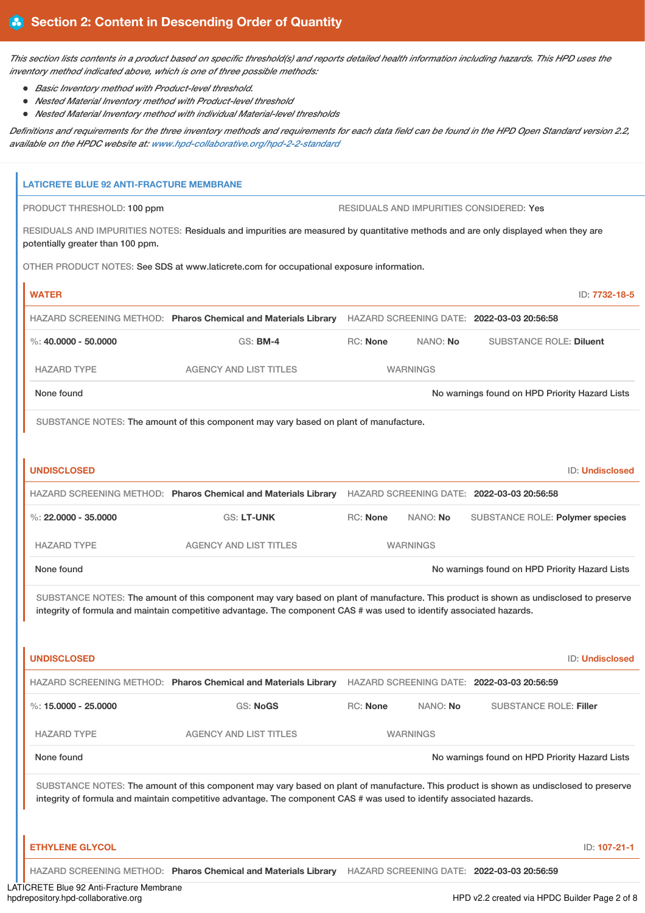## Section 2: Content in Descending Order of Quantity

*This section lists contents in a product based on specific threshold(s) and reports detailed health information including hazards. This HPD uses the inventory method indicated above, which is one of three possible methods:*

- *Basic Inventory method with Product-level threshold.*
- *Nested Material Inventory method with Product-level threshold*
- *Nested Material Inventory method with individual Material-level thresholds*

*Definitions and requirements for the three inventory methods and requirements for each data field can be found in the HPD Open Standard version 2.2, available on the HPDC website at: www.hpd-collaborative.org/hpd-2-2-standard*

### LATICRETE BLUE 92 ANTI-FRACTURE MEMBRANE

PRODUCT THRESHOLD: **100 ppm**

RESIDUALS AND IMPURITIES CONSIDERED: **Yes**

RESIDUALS AND IMPURITIES NOTES: Residuals and impurities are measured by quantitative methods and are only displayed when they are potentially greater than 100 ppm.

OTHER PRODUCT NOTES: See SDS at www.laticrete.com for occupational exposure information.

#### WATER

ID: **7732-18-5**

HAZARD SCREENING METHOD: **Pharos Chemical and Materials Library** HAZARD SCREENING DATE: **2022-03-03 20:56:58**

%: **40.0000 - 50.0000** GS: **BM-4** RC: **None** NANO: **No** SUBSTANCE ROLE: **Diluent**

| HAZARD TYPE | AGENCY AND LIST TITLES | WARNINGS |
|---|---|---|
| None found | | No warnings found on HPD Priority Hazard Lists |

SUBSTANCE NOTES: The amount of this component may vary based on plant of manufacture.

#### UNDISCLOSED

ID: **Undisclosed**

HAZARD SCREENING METHOD: **Pharos Chemical and Materials Library** HAZARD SCREENING DATE: **2022-03-03 20:56:58**

%: **22.0000 - 35.0000** GS: **LT-UNK** RC: **None** NANO: **No** SUBSTANCE ROLE: **Polymer species**

| HAZARD TYPE | AGENCY AND LIST TITLES | WARNINGS |
|---|---|---|
| None found | | No warnings found on HPD Priority Hazard Lists |

SUBSTANCE NOTES: The amount of this component may vary based on plant of manufacture. This product is shown as undisclosed to preserve integrity of formula and maintain competitive advantage. The component CAS # was used to identify associated hazards.

#### UNDISCLOSED

ID: **Undisclosed**

HAZARD SCREENING METHOD: **Pharos Chemical and Materials Library** HAZARD SCREENING DATE: **2022-03-03 20:56:59**

%: **15.0000 - 25.0000** GS: **NoGS** RC: **None** NANO: **No** SUBSTANCE ROLE: **Filler**

| HAZARD TYPE | AGENCY AND LIST TITLES | WARNINGS |
|---|---|---|
| None found | | No warnings found on HPD Priority Hazard Lists |

SUBSTANCE NOTES: The amount of this component may vary based on plant of manufacture. This product is shown as undisclosed to preserve integrity of formula and maintain competitive advantage. The component CAS # was used to identify associated hazards.

#### ETHYLENE GLYCOL

ID: **107-21-1**

HAZARD SCREENING METHOD: **Pharos Chemical and Materials Library** HAZARD SCREENING DATE: **2022-03-03 20:56:59**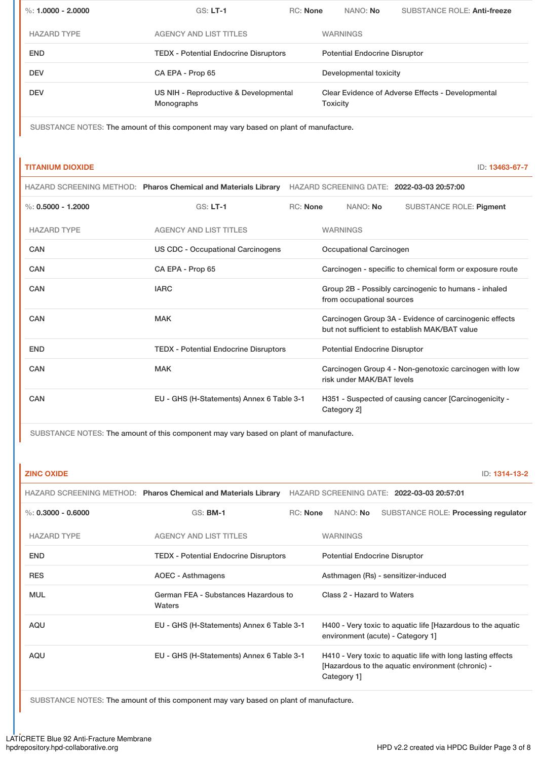%: **1.0000 - 2.0000** GS: **LT-1** RC: **None** NANO: **No** SUBSTANCE ROLE: **Anti-freeze**

| HAZARD TYPE | AGENCY AND LIST TITLES | WARNINGS |
|---|---|---|
| END | TEDX - Potential Endocrine Disruptors | Potential Endocrine Disruptor |
| DEV | CA EPA - Prop 65 | Developmental toxicity |
| DEV | US NIH - Reproductive & Developmental Monographs | Clear Evidence of Adverse Effects - Developmental Toxicity |

SUBSTANCE NOTES: The amount of this component may vary based on plant of manufacture.

## TITANIUM DIOXIDE

ID: **13463-67-7**

HAZARD SCREENING METHOD: **Pharos Chemical and Materials Library** HAZARD SCREENING DATE: **2022-03-03 20:57:00**

%: **0.5000 - 1.2000** GS: **LT-1** RC: **None** NANO: **No** SUBSTANCE ROLE: **Pigment**

| HAZARD TYPE | AGENCY AND LIST TITLES | WARNINGS |
|---|---|---|
| CAN | US CDC - Occupational Carcinogens | Occupational Carcinogen |
| CAN | CA EPA - Prop 65 | Carcinogen - specific to chemical form or exposure route |
| CAN | IARC | Group 2B - Possibly carcinogenic to humans - inhaled from occupational sources |
| CAN | MAK | Carcinogen Group 3A - Evidence of carcinogenic effects but not sufficient to establish MAK/BAT value |
| END | TEDX - Potential Endocrine Disruptors | Potential Endocrine Disruptor |
| CAN | MAK | Carcinogen Group 4 - Non-genotoxic carcinogen with low risk under MAK/BAT levels |
| CAN | EU - GHS (H-Statements) Annex 6 Table 3-1 | H351 - Suspected of causing cancer [Carcinogenicity - Category 2] |

SUBSTANCE NOTES: The amount of this component may vary based on plant of manufacture.

## ZINC OXIDE

ID: **1314-13-2**

HAZARD SCREENING METHOD: **Pharos Chemical and Materials Library** HAZARD SCREENING DATE: **2022-03-03 20:57:01**

%: **0.3000 - 0.6000** GS: **BM-1** RC: **None** NANO: **No** SUBSTANCE ROLE: **Processing regulator**

| HAZARD TYPE | AGENCY AND LIST TITLES | WARNINGS |
|---|---|---|
| END | TEDX - Potential Endocrine Disruptors | Potential Endocrine Disruptor |
| RES | AOEC - Asthmagens | Asthmagen (Rs) - sensitizer-induced |
| MUL | German FEA - Substances Hazardous to Waters | Class 2 - Hazard to Waters |
| AQU | EU - GHS (H-Statements) Annex 6 Table 3-1 | H400 - Very toxic to aquatic life [Hazardous to the aquatic environment (acute) - Category 1] |
| AQU | EU - GHS (H-Statements) Annex 6 Table 3-1 | H410 - Very toxic to aquatic life with long lasting effects [Hazardous to the aquatic environment (chronic) - Category 1] |

SUBSTANCE NOTES: The amount of this component may vary based on plant of manufacture.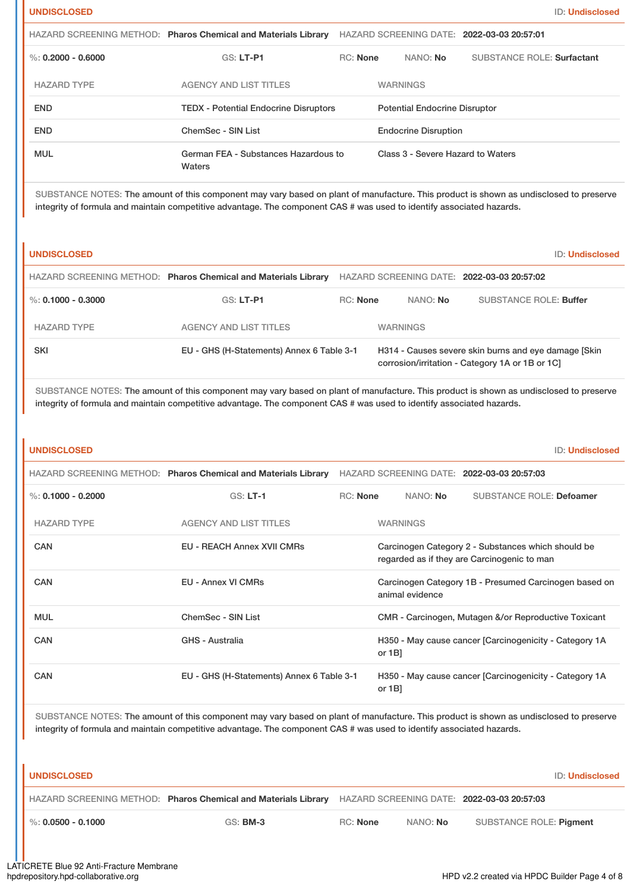**UNDISCLOSED** ID: **Undisclosed**

HAZARD SCREENING METHOD: **Pharos Chemical and Materials Library** HAZARD SCREENING DATE: **2022-03-03 20:57:01**

%: **0.2000 - 0.6000** GS: **LT-P1** RC: **None** NANO: **No** SUBSTANCE ROLE: **Surfactant**

| HAZARD TYPE | AGENCY AND LIST TITLES | WARNINGS |
|---|---|---|
| END | TEDX - Potential Endocrine Disruptors | Potential Endocrine Disruptor |
| END | ChemSec - SIN List | Endocrine Disruption |
| MUL | German FEA - Substances Hazardous to Waters | Class 3 - Severe Hazard to Waters |

SUBSTANCE NOTES: The amount of this component may vary based on plant of manufacture. This product is shown as undisclosed to preserve integrity of formula and maintain competitive advantage. The component CAS # was used to identify associated hazards.

**UNDISCLOSED** ID: **Undisclosed**

HAZARD SCREENING METHOD: **Pharos Chemical and Materials Library** HAZARD SCREENING DATE: **2022-03-03 20:57:02**

%: **0.1000 - 0.3000** GS: **LT-P1** RC: **None** NANO: **No** SUBSTANCE ROLE: **Buffer**

| HAZARD TYPE | AGENCY AND LIST TITLES | WARNINGS |
|---|---|---|
| SKI | EU - GHS (H-Statements) Annex 6 Table 3-1 | H314 - Causes severe skin burns and eye damage [Skin corrosion/irritation - Category 1A or 1B or 1C] |

SUBSTANCE NOTES: The amount of this component may vary based on plant of manufacture. This product is shown as undisclosed to preserve integrity of formula and maintain competitive advantage. The component CAS # was used to identify associated hazards.

**UNDISCLOSED** ID: **Undisclosed**

HAZARD SCREENING METHOD: **Pharos Chemical and Materials Library** HAZARD SCREENING DATE: **2022-03-03 20:57:03**

%: **0.1000 - 0.2000** GS: **LT-1** RC: **None** NANO: **No** SUBSTANCE ROLE: **Defoamer**

| HAZARD TYPE | AGENCY AND LIST TITLES | WARNINGS |
|---|---|---|
| CAN | EU - REACH Annex XVII CMRs | Carcinogen Category 2 - Substances which should be regarded as if they are Carcinogenic to man |
| CAN | EU - Annex VI CMRs | Carcinogen Category 1B - Presumed Carcinogen based on animal evidence |
| MUL | ChemSec - SIN List | CMR - Carcinogen, Mutagen &/or Reproductive Toxicant |
| CAN | GHS - Australia | H350 - May cause cancer [Carcinogenicity - Category 1A or 1B] |
| CAN | EU - GHS (H-Statements) Annex 6 Table 3-1 | H350 - May cause cancer [Carcinogenicity - Category 1A or 1B] |

SUBSTANCE NOTES: The amount of this component may vary based on plant of manufacture. This product is shown as undisclosed to preserve integrity of formula and maintain competitive advantage. The component CAS # was used to identify associated hazards.

**UNDISCLOSED** ID: **Undisclosed**

HAZARD SCREENING METHOD: **Pharos Chemical and Materials Library** HAZARD SCREENING DATE: **2022-03-03 20:57:03**

%: **0.0500 - 0.1000** GS: **BM-3** RC: **None** NANO: **No** SUBSTANCE ROLE: **Pigment**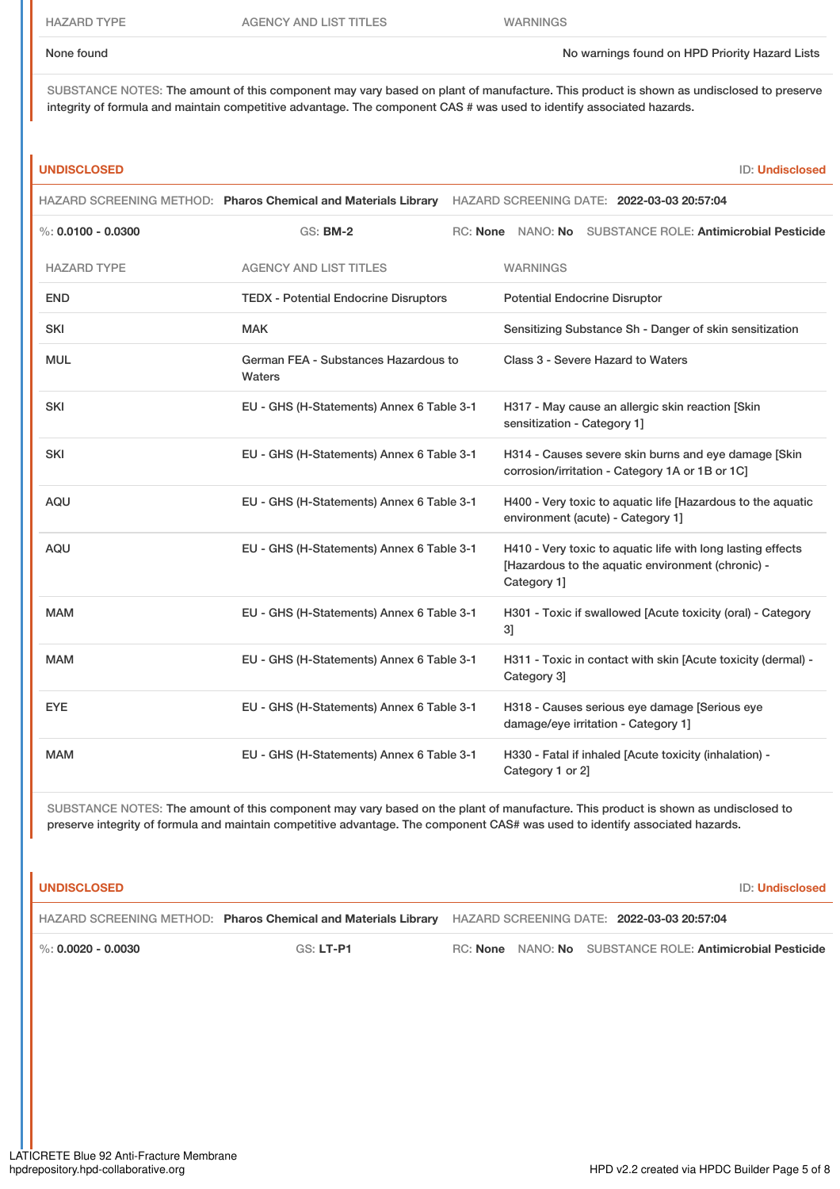| HAZARD TYPE | AGENCY AND LIST TITLES | WARNINGS |
| --- | --- | --- |
| None found | | No warnings found on HPD Priority Hazard Lists |

SUBSTANCE NOTES: The amount of this component may vary based on plant of manufacture. This product is shown as undisclosed to preserve integrity of formula and maintain competitive advantage. The component CAS # was used to identify associated hazards.

**UNDISCLOSED** ID: **Undisclosed**

HAZARD SCREENING METHOD: **Pharos Chemical and Materials Library** HAZARD SCREENING DATE: **2022-03-03 20:57:04**

%: **0.0100 - 0.0300** GS: **BM-2** RC: **None** NANO: **No** SUBSTANCE ROLE: **Antimicrobial Pesticide**

| HAZARD TYPE | AGENCY AND LIST TITLES | WARNINGS |
| --- | --- | --- |
| END | TEDX - Potential Endocrine Disruptors | Potential Endocrine Disruptor |
| SKI | MAK | Sensitizing Substance Sh - Danger of skin sensitization |
| MUL | German FEA - Substances Hazardous to Waters | Class 3 - Severe Hazard to Waters |
| SKI | EU - GHS (H-Statements) Annex 6 Table 3-1 | H317 - May cause an allergic skin reaction [Skin sensitization - Category 1] |
| SKI | EU - GHS (H-Statements) Annex 6 Table 3-1 | H314 - Causes severe skin burns and eye damage [Skin corrosion/irritation - Category 1A or 1B or 1C] |
| AQU | EU - GHS (H-Statements) Annex 6 Table 3-1 | H400 - Very toxic to aquatic life [Hazardous to the aquatic environment (acute) - Category 1] |
| AQU | EU - GHS (H-Statements) Annex 6 Table 3-1 | H410 - Very toxic to aquatic life with long lasting effects [Hazardous to the aquatic environment (chronic) - Category 1] |
| MAM | EU - GHS (H-Statements) Annex 6 Table 3-1 | H301 - Toxic if swallowed [Acute toxicity (oral) - Category 3] |
| MAM | EU - GHS (H-Statements) Annex 6 Table 3-1 | H311 - Toxic in contact with skin [Acute toxicity (dermal) - Category 3] |
| EYE | EU - GHS (H-Statements) Annex 6 Table 3-1 | H318 - Causes serious eye damage [Serious eye damage/eye irritation - Category 1] |
| MAM | EU - GHS (H-Statements) Annex 6 Table 3-1 | H330 - Fatal if inhaled [Acute toxicity (inhalation) - Category 1 or 2] |

SUBSTANCE NOTES: The amount of this component may vary based on the plant of manufacture. This product is shown as undisclosed to preserve integrity of formula and maintain competitive advantage. The component CAS# was used to identify associated hazards.

**UNDISCLOSED** ID: **Undisclosed**

HAZARD SCREENING METHOD: **Pharos Chemical and Materials Library** HAZARD SCREENING DATE: **2022-03-03 20:57:04**

%: **0.0020 - 0.0030** GS: **LT-P1** RC: **None** NANO: **No** SUBSTANCE ROLE: **Antimicrobial Pesticide**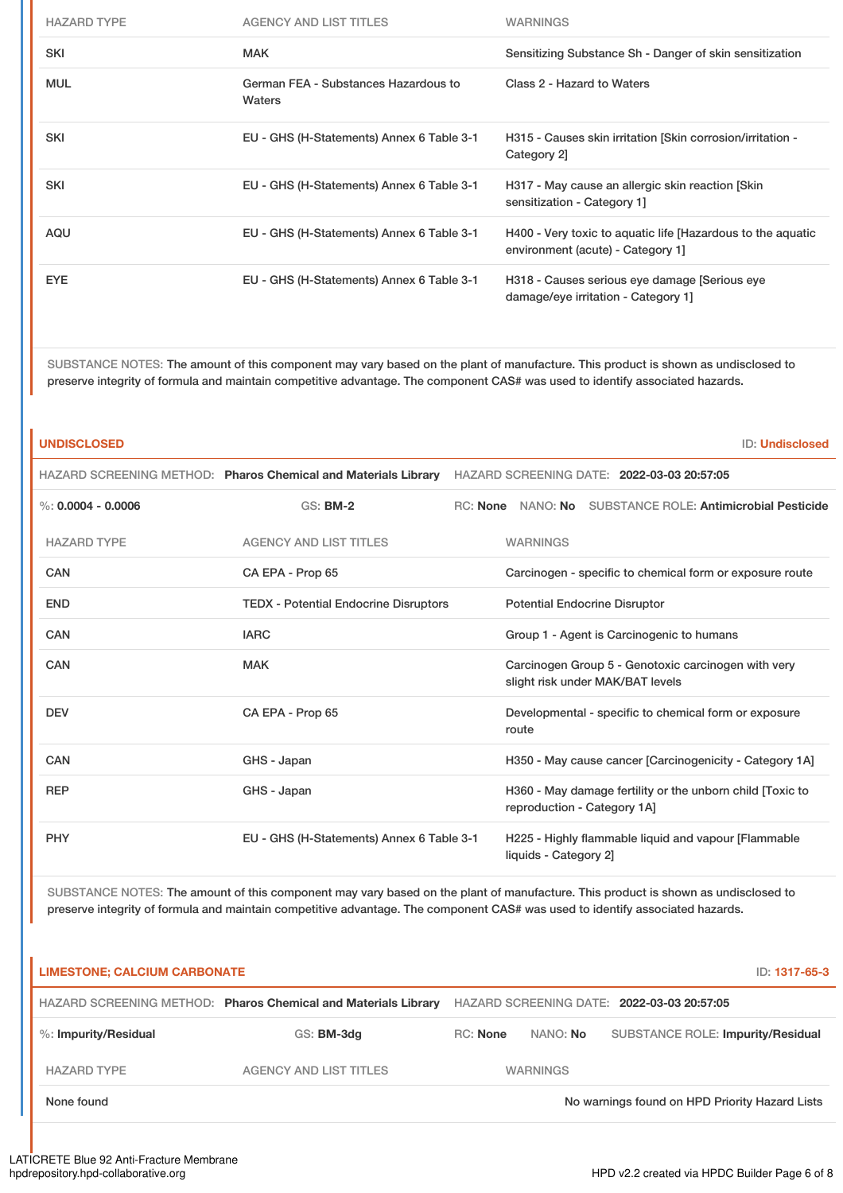| HAZARD TYPE | AGENCY AND LIST TITLES | WARNINGS |
|---|---|---|
| SKI | MAK | Sensitizing Substance Sh - Danger of skin sensitization |
| MUL | German FEA - Substances Hazardous to Waters | Class 2 - Hazard to Waters |
| SKI | EU - GHS (H-Statements) Annex 6 Table 3-1 | H315 - Causes skin irritation [Skin corrosion/irritation - Category 2] |
| SKI | EU - GHS (H-Statements) Annex 6 Table 3-1 | H317 - May cause an allergic skin reaction [Skin sensitization - Category 1] |
| AQU | EU - GHS (H-Statements) Annex 6 Table 3-1 | H400 - Very toxic to aquatic life [Hazardous to the aquatic environment (acute) - Category 1] |
| EYE | EU - GHS (H-Statements) Annex 6 Table 3-1 | H318 - Causes serious eye damage [Serious eye damage/eye irritation - Category 1] |

SUBSTANCE NOTES: The amount of this component may vary based on the plant of manufacture. This product is shown as undisclosed to preserve integrity of formula and maintain competitive advantage. The component CAS# was used to identify associated hazards.

## UNDISCLOSED

ID: **Undisclosed**

HAZARD SCREENING METHOD: **Pharos Chemical and Materials Library** HAZARD SCREENING DATE: **2022-03-03 20:57:05**

%: **0.0004 - 0.0006** GS: **BM-2** RC: **None** NANO: **No** SUBSTANCE ROLE: **Antimicrobial Pesticide**

| HAZARD TYPE | AGENCY AND LIST TITLES | WARNINGS |
|---|---|---|
| CAN | CA EPA - Prop 65 | Carcinogen - specific to chemical form or exposure route |
| END | TEDX - Potential Endocrine Disruptors | Potential Endocrine Disruptor |
| CAN | IARC | Group 1 - Agent is Carcinogenic to humans |
| CAN | MAK | Carcinogen Group 5 - Genotoxic carcinogen with very slight risk under MAK/BAT levels |
| DEV | CA EPA - Prop 65 | Developmental - specific to chemical form or exposure route |
| CAN | GHS - Japan | H350 - May cause cancer [Carcinogenicity - Category 1A] |
| REP | GHS - Japan | H360 - May damage fertility or the unborn child [Toxic to reproduction - Category 1A] |
| PHY | EU - GHS (H-Statements) Annex 6 Table 3-1 | H225 - Highly flammable liquid and vapour [Flammable liquids - Category 2] |

SUBSTANCE NOTES: The amount of this component may vary based on the plant of manufacture. This product is shown as undisclosed to preserve integrity of formula and maintain competitive advantage. The component CAS# was used to identify associated hazards.

## LIMESTONE; CALCIUM CARBONATE

ID: **1317-65-3**

HAZARD SCREENING METHOD: **Pharos Chemical and Materials Library** HAZARD SCREENING DATE: **2022-03-03 20:57:05**

%: **Impurity/Residual** GS: **BM-3dg** RC: **None** NANO: **No** SUBSTANCE ROLE: **Impurity/Residual**

| HAZARD TYPE | AGENCY AND LIST TITLES | WARNINGS |
|---|---|---|
| None found | | No warnings found on HPD Priority Hazard Lists |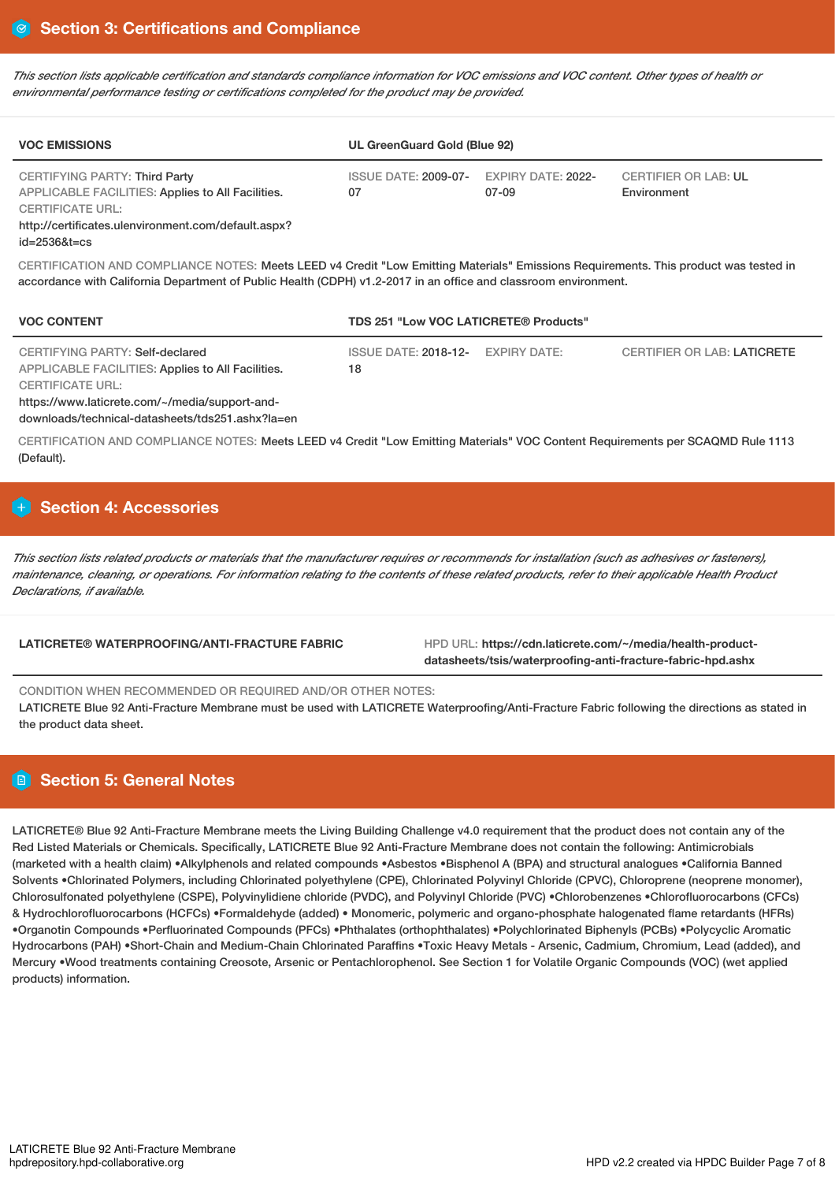## Section 3: Certifications and Compliance

*This section lists applicable certification and standards compliance information for VOC emissions and VOC content. Other types of health or environmental performance testing or certifications completed for the product may be provided.*

| VOC EMISSIONS | UL GreenGuard Gold (Blue 92) | | |
|---|---|---|---|
| CERTIFYING PARTY: Third Party<br>APPLICABLE FACILITIES: Applies to All Facilities.<br>CERTIFICATE URL:<br>http://certificates.ulenvironment.com/default.aspx?id=2536&t=cs | ISSUE DATE: 2009-07-07 | EXPIRY DATE: 2022-07-09 | CERTIFIER OR LAB: UL Environment |

CERTIFICATION AND COMPLIANCE NOTES: Meets LEED v4 Credit "Low Emitting Materials" Emissions Requirements. This product was tested in accordance with California Department of Public Health (CDPH) v1.2-2017 in an office and classroom environment.

| VOC CONTENT | TDS 251 "Low VOC LATICRETE® Products" | | |
|---|---|---|---|
| CERTIFYING PARTY: Self-declared<br>APPLICABLE FACILITIES: Applies to All Facilities.<br>CERTIFICATE URL:<br>https://www.laticrete.com/~/media/support-and-downloads/technical-datasheets/tds251.ashx?la=en | ISSUE DATE: 2018-12-18 | EXPIRY DATE: | CERTIFIER OR LAB: LATICRETE |

CERTIFICATION AND COMPLIANCE NOTES: Meets LEED v4 Credit "Low Emitting Materials" VOC Content Requirements per SCAQMD Rule 1113 (Default).

## Section 4: Accessories

*This section lists related products or materials that the manufacturer requires or recommends for installation (such as adhesives or fasteners), maintenance, cleaning, or operations. For information relating to the contents of these related products, refer to their applicable Health Product Declarations, if available.*

| LATICRETE® WATERPROOFING/ANTI-FRACTURE FABRIC | HPD URL: https://cdn.laticrete.com/~/media/health-product-datasheets/tsis/waterproofing-anti-fracture-fabric-hpd.ashx |
|---|---|

CONDITION WHEN RECOMMENDED OR REQUIRED AND/OR OTHER NOTES:
LATICRETE Blue 92 Anti-Fracture Membrane must be used with LATICRETE Waterproofing/Anti-Fracture Fabric following the directions as stated in the product data sheet.

## Section 5: General Notes

LATICRETE® Blue 92 Anti-Fracture Membrane meets the Living Building Challenge v4.0 requirement that the product does not contain any of the Red Listed Materials or Chemicals. Specifically, LATICRETE Blue 92 Anti-Fracture Membrane does not contain the following: Antimicrobials (marketed with a health claim) •Alkylphenols and related compounds •Asbestos •Bisphenol A (BPA) and structural analogues •California Banned Solvents •Chlorinated Polymers, including Chlorinated polyethylene (CPE), Chlorinated Polyvinyl Chloride (CPVC), Chloroprene (neoprene monomer), Chlorosulfonated polyethylene (CSPE), Polyvinylidiene chloride (PVDC), and Polyvinyl Chloride (PVC) •Chlorobenzenes •Chlorofluorocarbons (CFCs) & Hydrochlorofluorocarbons (HCFCs) •Formaldehyde (added) • Monomeric, polymeric and organo-phosphate halogenated flame retardants (HFRs) •Organotin Compounds •Perfluorinated Compounds (PFCs) •Phthalates (orthophthalates) •Polychlorinated Biphenyls (PCBs) •Polycyclic Aromatic Hydrocarbons (PAH) •Short-Chain and Medium-Chain Chlorinated Paraffins •Toxic Heavy Metals - Arsenic, Cadmium, Chromium, Lead (added), and Mercury •Wood treatments containing Creosote, Arsenic or Pentachlorophenol. See Section 1 for Volatile Organic Compounds (VOC) (wet applied products) information.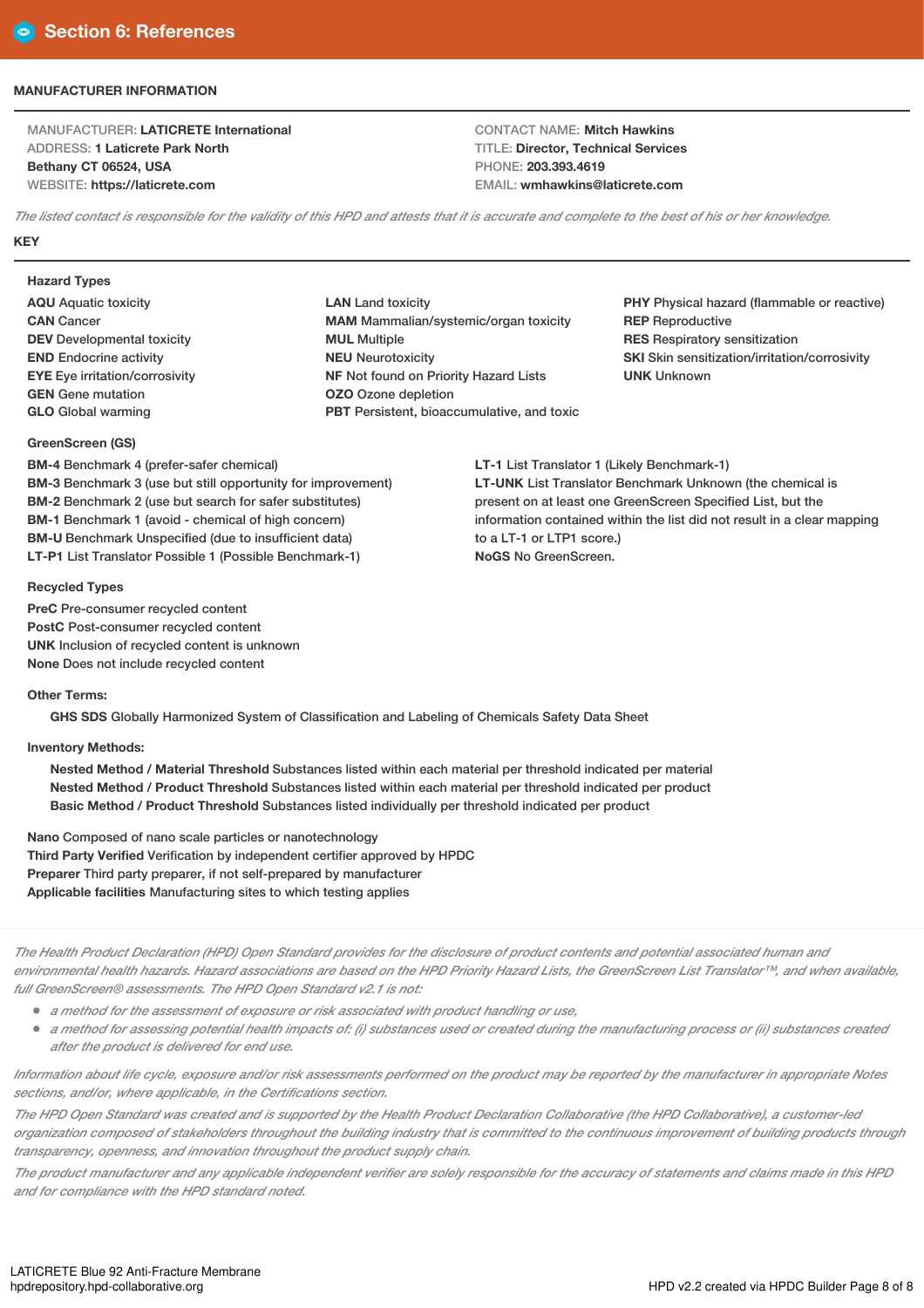# Section 6: References

## MANUFACTURER INFORMATION

MANUFACTURER: **LATICRETE International**
ADDRESS: **1 Laticrete Park North**
**Bethany CT 06524, USA**
WEBSITE: **https://laticrete.com**

CONTACT NAME: **Mitch Hawkins**
TITLE: **Director, Technical Services**
PHONE: **203.393.4619**
EMAIL: **wmhawkins@laticrete.com**

*The listed contact is responsible for the validity of this HPD and attests that it is accurate and complete to the best of his or her knowledge.*

## KEY

### Hazard Types

**AQU** Aquatic toxicity
**CAN** Cancer
**DEV** Developmental toxicity
**END** Endocrine activity
**EYE** Eye irritation/corrosivity
**GEN** Gene mutation
**GLO** Global warming
**LAN** Land toxicity
**MAM** Mammalian/systemic/organ toxicity
**MUL** Multiple
**NEU** Neurotoxicity
**NF** Not found on Priority Hazard Lists
**OZO** Ozone depletion
**PBT** Persistent, bioaccumulative, and toxic
**PHY** Physical hazard (flammable or reactive)
**REP** Reproductive
**RES** Respiratory sensitization
**SKI** Skin sensitization/irritation/corrosivity
**UNK** Unknown

### GreenScreen (GS)

**BM-4** Benchmark 4 (prefer-safer chemical)
**BM-3** Benchmark 3 (use but still opportunity for improvement)
**BM-2** Benchmark 2 (use but search for safer substitutes)
**BM-1** Benchmark 1 (avoid - chemical of high concern)
**BM-U** Benchmark Unspecified (due to insufficient data)
**LT-P1** List Translator Possible 1 (Possible Benchmark-1)
**LT-1** List Translator 1 (Likely Benchmark-1)
**LT-UNK** List Translator Benchmark Unknown (the chemical is present on at least one GreenScreen Specified List, but the information contained within the list did not result in a clear mapping to a LT-1 or LTP1 score.)
**NoGS** No GreenScreen.

### Recycled Types

**PreC** Pre-consumer recycled content
**PostC** Post-consumer recycled content
**UNK** Inclusion of recycled content is unknown
**None** Does not include recycled content

### Other Terms:

**GHS SDS** Globally Harmonized System of Classification and Labeling of Chemicals Safety Data Sheet

### Inventory Methods:

**Nested Method / Material Threshold** Substances listed within each material per threshold indicated per material
**Nested Method / Product Threshold** Substances listed within each material per threshold indicated per product
**Basic Method / Product Threshold** Substances listed individually per threshold indicated per product

**Nano** Composed of nano scale particles or nanotechnology
**Third Party Verified** Verification by independent certifier approved by HPDC
**Preparer** Third party preparer, if not self-prepared by manufacturer
**Applicable facilities** Manufacturing sites to which testing applies

*The Health Product Declaration (HPD) Open Standard provides for the disclosure of product contents and potential associated human and environmental health hazards. Hazard associations are based on the HPD Priority Hazard Lists, the GreenScreen List Translator™, and when available, full GreenScreen® assessments. The HPD Open Standard v2.1 is not:*

- *a method for the assessment of exposure or risk associated with product handling or use,*
- *a method for assessing potential health impacts of: (i) substances used or created during the manufacturing process or (ii) substances created after the product is delivered for end use.*

*Information about life cycle, exposure and/or risk assessments performed on the product may be reported by the manufacturer in appropriate Notes sections, and/or, where applicable, in the Certifications section.*

*The HPD Open Standard was created and is supported by the Health Product Declaration Collaborative (the HPD Collaborative), a customer-led organization composed of stakeholders throughout the building industry that is committed to the continuous improvement of building products through transparency, openness, and innovation throughout the product supply chain.*

*The product manufacturer and any applicable independent verifier are solely responsible for the accuracy of statements and claims made in this HPD and for compliance with the HPD standard noted.*